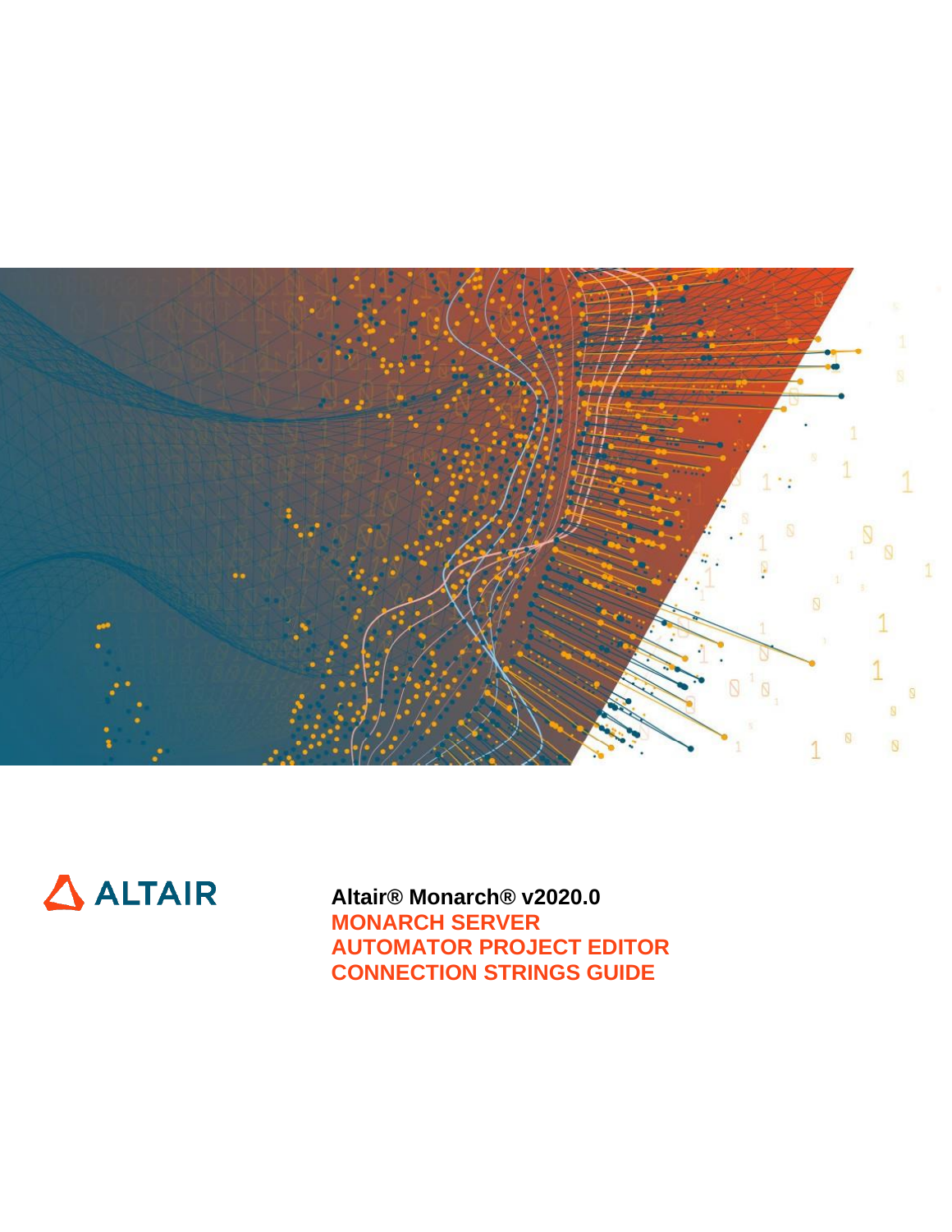ALTAIR

**Altair® Monarch® v2020.0**

# MONARCH SERVER
# AUTOMATOR PROJECT EDITOR
# CONNECTION STRINGS GUIDE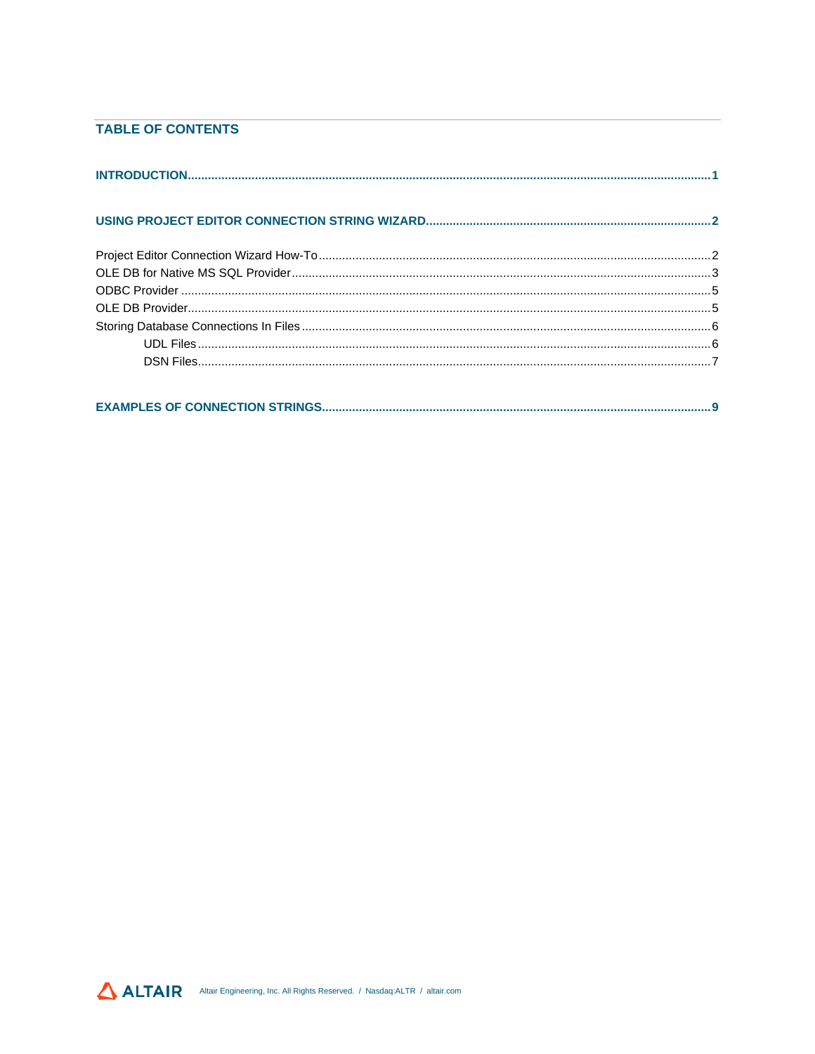## TABLE OF CONTENTS

**INTRODUCTION......1**

**USING PROJECT EDITOR CONNECTION STRING WIZARD......2**

Project Editor Connection Wizard How-To......2
OLE DB for Native MS SQL Provider......3
ODBC Provider......5
OLE DB Provider......5
Storing Database Connections In Files......6
    UDL Files......6
    DSN Files......7

**EXAMPLES OF CONNECTION STRINGS......9**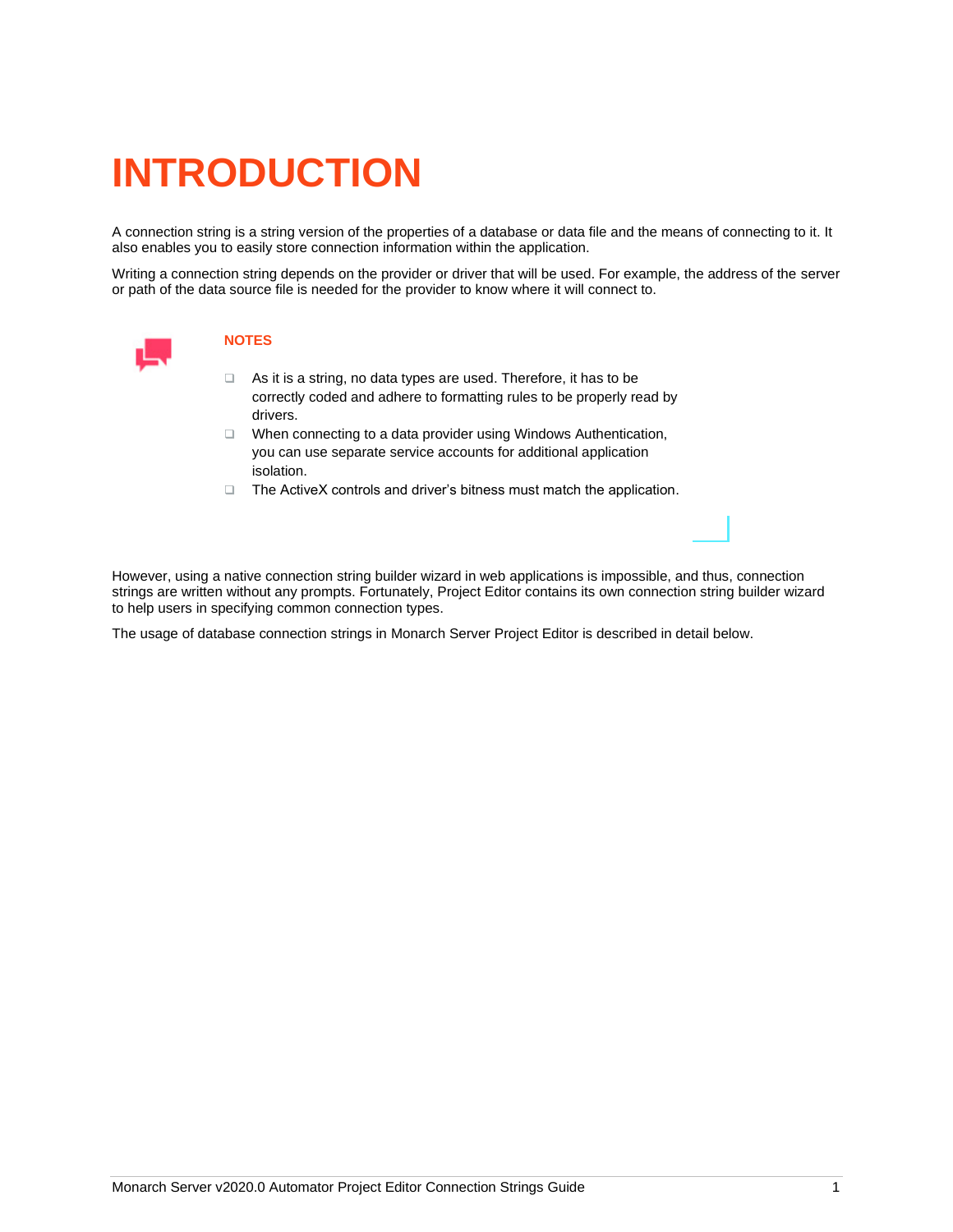# INTRODUCTION

A connection string is a string version of the properties of a database or data file and the means of connecting to it. It also enables you to easily store connection information within the application.

Writing a connection string depends on the provider or driver that will be used. For example, the address of the server or path of the data source file is needed for the provider to know where it will connect to.

**NOTES**

- As it is a string, no data types are used. Therefore, it has to be correctly coded and adhere to formatting rules to be properly read by drivers.
- When connecting to a data provider using Windows Authentication, you can use separate service accounts for additional application isolation.
- The ActiveX controls and driver's bitness must match the application.

However, using a native connection string builder wizard in web applications is impossible, and thus, connection strings are written without any prompts. Fortunately, Project Editor contains its own connection string builder wizard to help users in specifying common connection types.

The usage of database connection strings in Monarch Server Project Editor is described in detail below.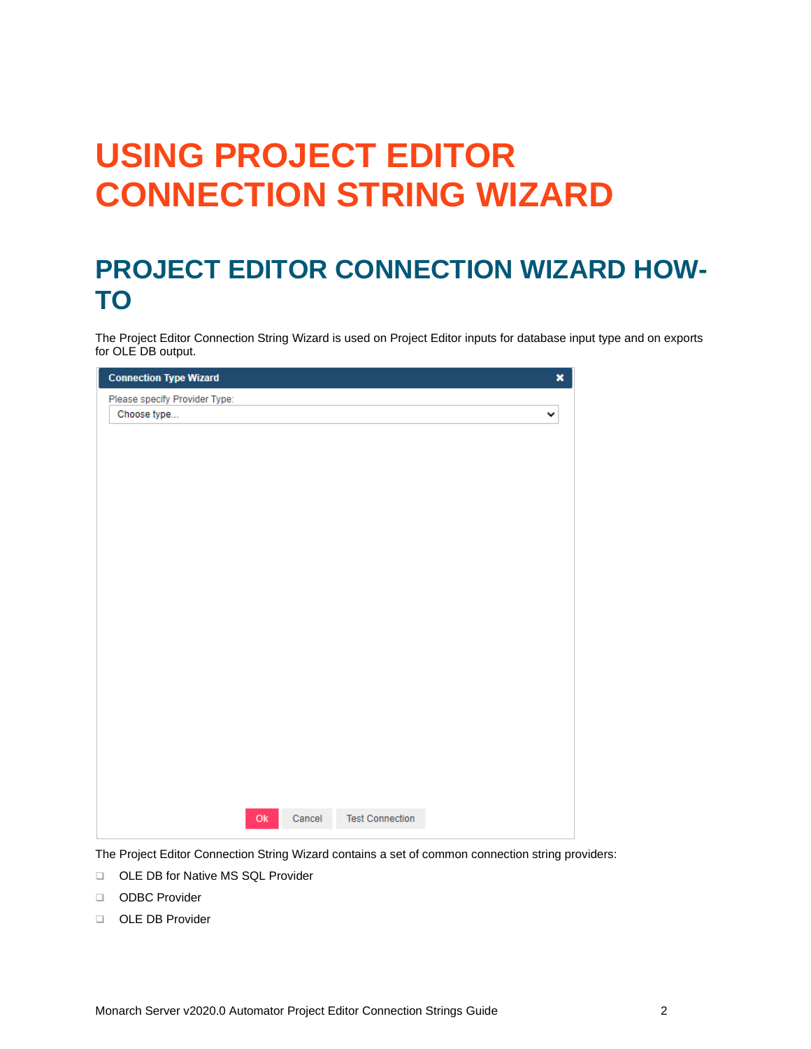# USING PROJECT EDITOR CONNECTION STRING WIZARD

## PROJECT EDITOR CONNECTION WIZARD HOW-TO

The Project Editor Connection String Wizard is used on Project Editor inputs for database input type and on exports for OLE DB output.

The Project Editor Connection String Wizard contains a set of common connection string providers:

- OLE DB for Native MS SQL Provider
- ODBC Provider
- OLE DB Provider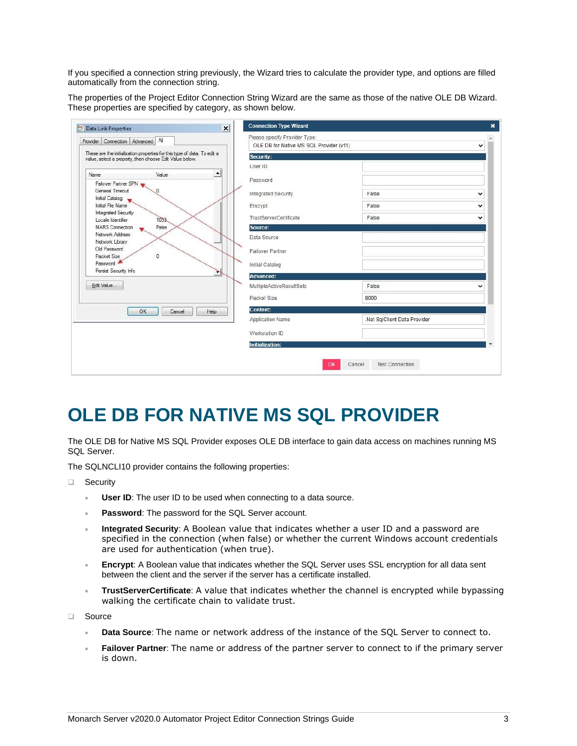If you specified a connection string previously, the Wizard tries to calculate the provider type, and options are filled automatically from the connection string.

The properties of the Project Editor Connection String Wizard are the same as those of the native OLE DB Wizard. These properties are specified by category, as shown below.

# OLE DB FOR NATIVE MS SQL PROVIDER

The OLE DB for Native MS SQL Provider exposes OLE DB interface to gain data access on machines running MS SQL Server.

The SQLNCLI10 provider contains the following properties:

- Security
  - **User ID**: The user ID to be used when connecting to a data source.
  - **Password**: The password for the SQL Server account.
  - **Integrated Security**: A Boolean value that indicates whether a user ID and a password are specified in the connection (when false) or whether the current Windows account credentials are used for authentication (when true).
  - **Encrypt**: A Boolean value that indicates whether the SQL Server uses SSL encryption for all data sent between the client and the server if the server has a certificate installed.
  - **TrustServerCertificate**: A value that indicates whether the channel is encrypted while bypassing walking the certificate chain to validate trust.
- Source
  - **Data Source**: The name or network address of the instance of the SQL Server to connect to.
  - **Failover Partner**: The name or address of the partner server to connect to if the primary server is down.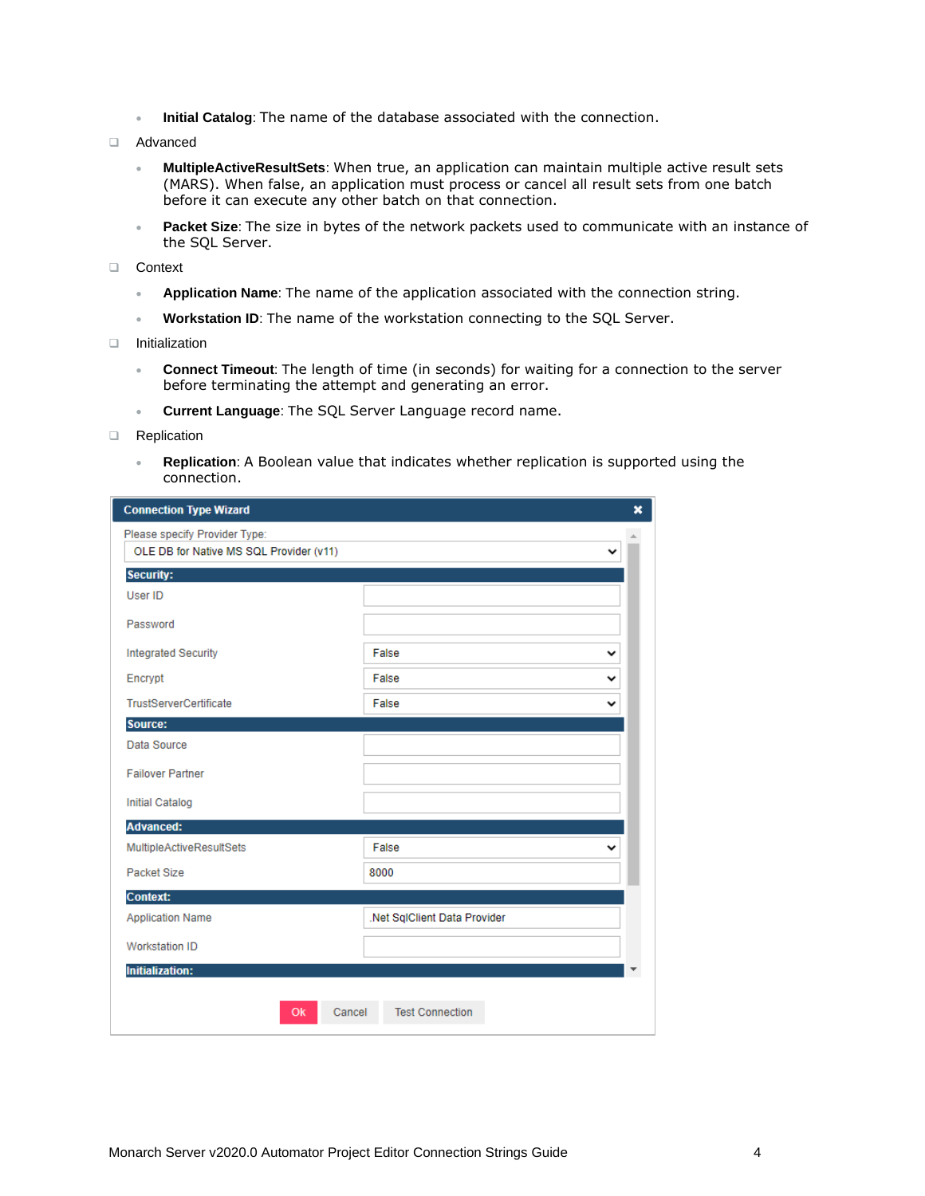- **Initial Catalog**: The name of the database associated with the connection.

- Advanced
  - **MultipleActiveResultSets**: When true, an application can maintain multiple active result sets (MARS). When false, an application must process or cancel all result sets from one batch before it can execute any other batch on that connection.
  - **Packet Size**: The size in bytes of the network packets used to communicate with an instance of the SQL Server.
- Context
  - **Application Name**: The name of the application associated with the connection string.
  - **Workstation ID**: The name of the workstation connecting to the SQL Server.
- Initialization
  - **Connect Timeout**: The length of time (in seconds) for waiting for a connection to the server before terminating the attempt and generating an error.
  - **Current Language**: The SQL Server Language record name.
- Replication
  - **Replication**: A Boolean value that indicates whether replication is supported using the connection.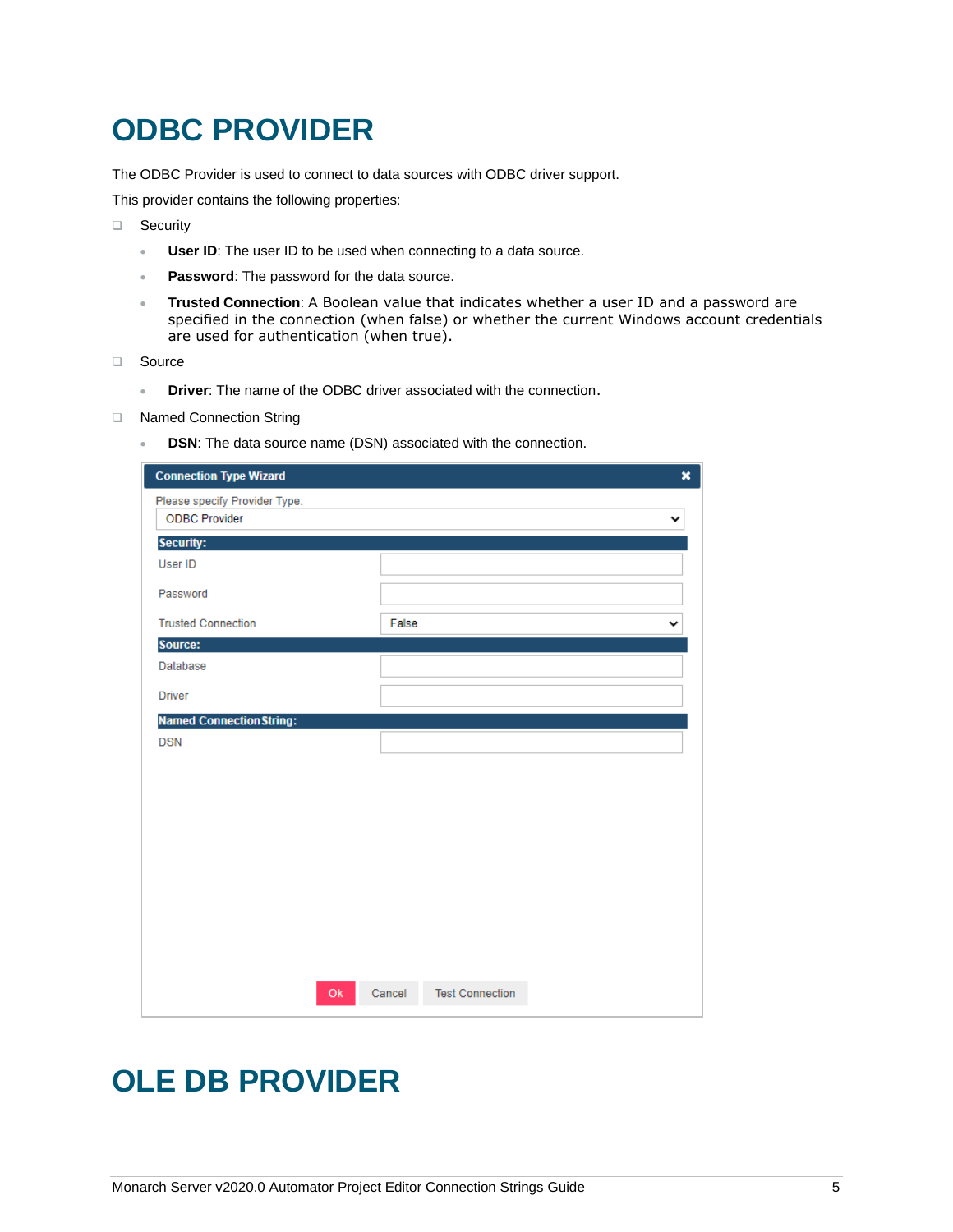# ODBC PROVIDER

The ODBC Provider is used to connect to data sources with ODBC driver support.

This provider contains the following properties:

- Security
  - **User ID**: The user ID to be used when connecting to a data source.
  - **Password**: The password for the data source.
  - **Trusted Connection**: A Boolean value that indicates whether a user ID and a password are specified in the connection (when false) or whether the current Windows account credentials are used for authentication (when true).
- Source
  - **Driver**: The name of the ODBC driver associated with the connection.
- Named Connection String
  - **DSN**: The data source name (DSN) associated with the connection.

# OLE DB PROVIDER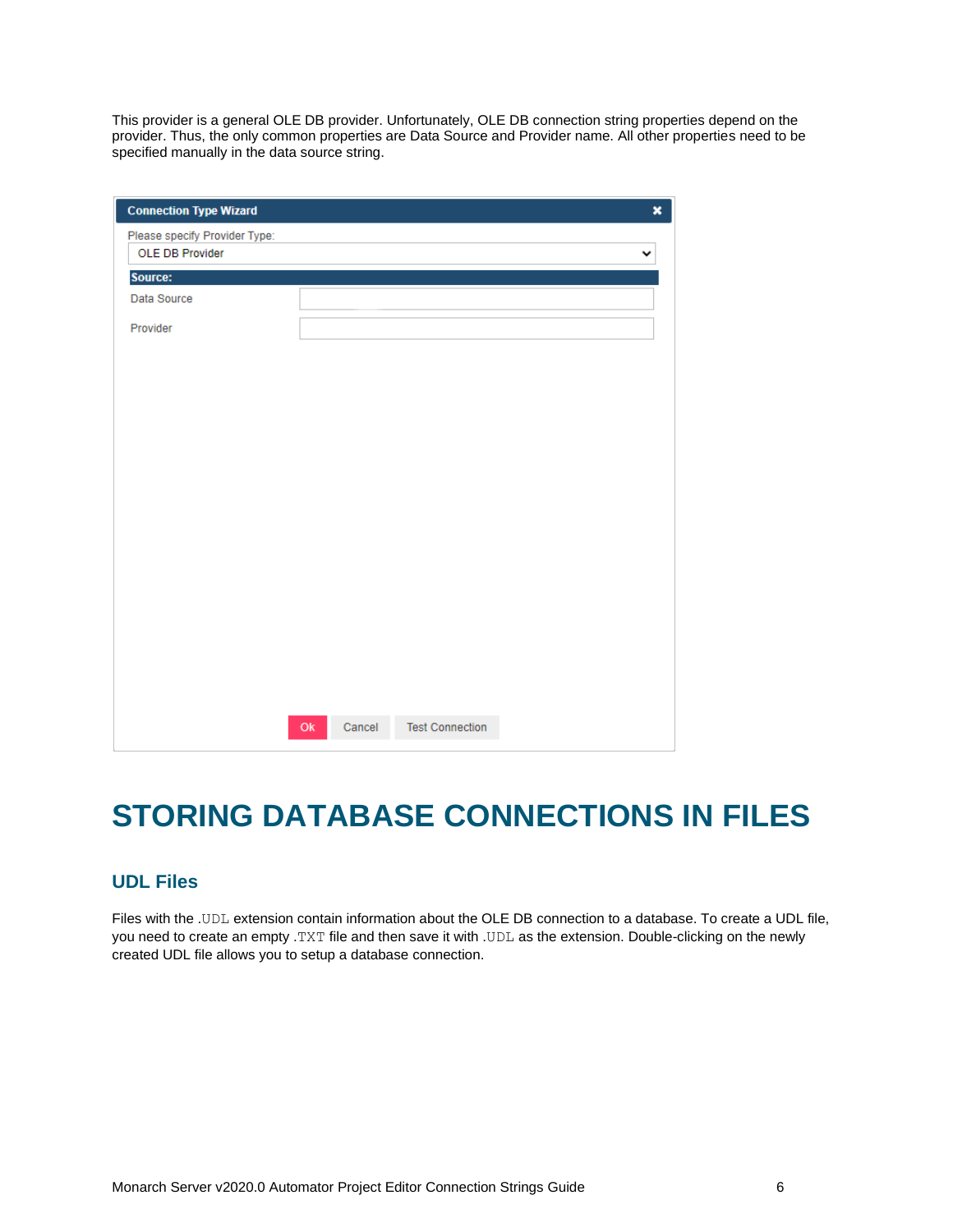This provider is a general OLE DB provider. Unfortunately, OLE DB connection string properties depend on the provider. Thus, the only common properties are Data Source and Provider name. All other properties need to be specified manually in the data source string.

# STORING DATABASE CONNECTIONS IN FILES

## UDL Files

Files with the `.UDL` extension contain information about the OLE DB connection to a database. To create a UDL file, you need to create an empty `.TXT` file and then save it with `.UDL` as the extension. Double-clicking on the newly created UDL file allows you to setup a database connection.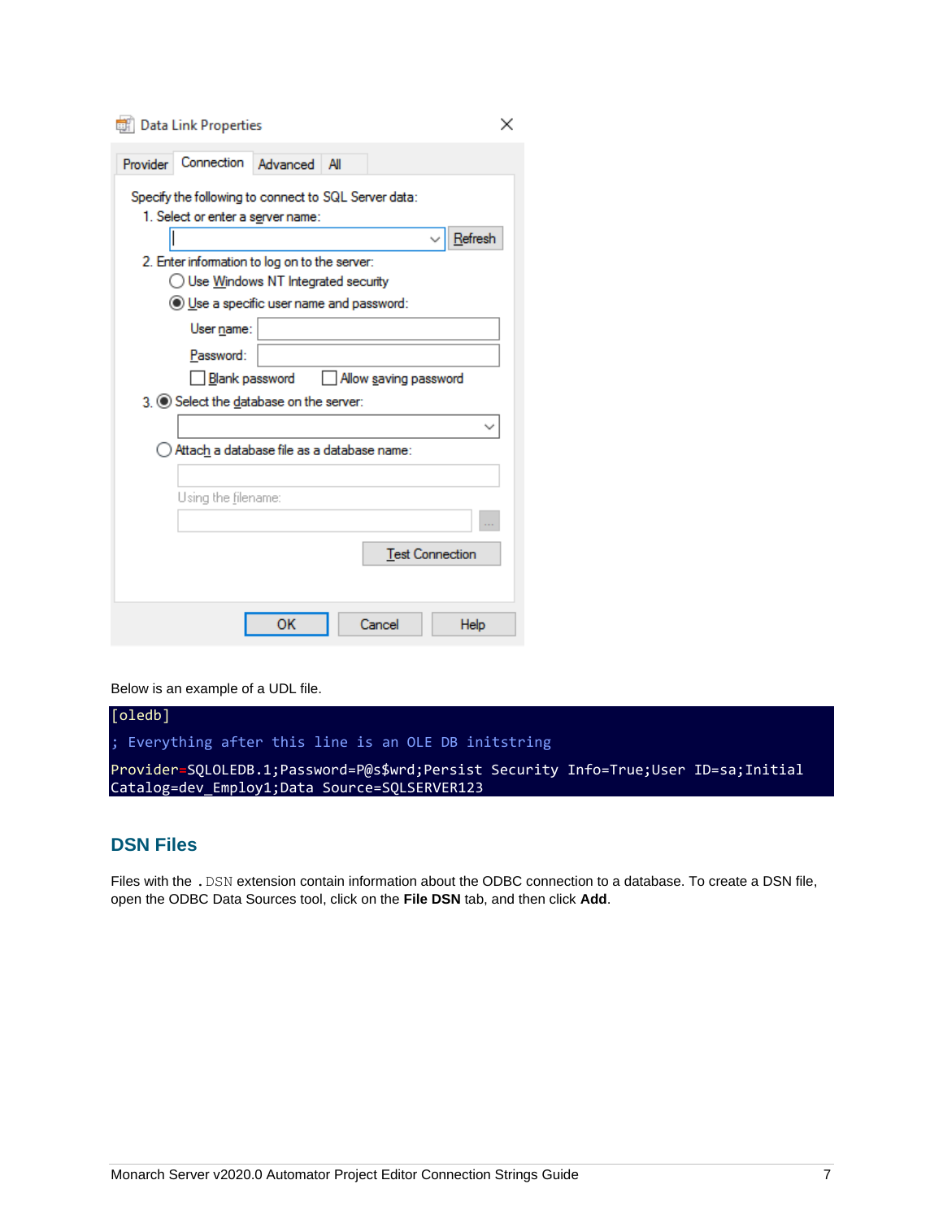Below is an example of a UDL file.

```
[oledb]
; Everything after this line is an OLE DB initstring
Provider=SQLOLEDB.1;Password=P@s$wrd;Persist Security Info=True;User ID=sa;Initial
Catalog=dev_Employ1;Data Source=SQLSERVER123
```

## DSN Files

Files with the `.DSN` extension contain information about the ODBC connection to a database. To create a DSN file, open the ODBC Data Sources tool, click on the **File DSN** tab, and then click **Add**.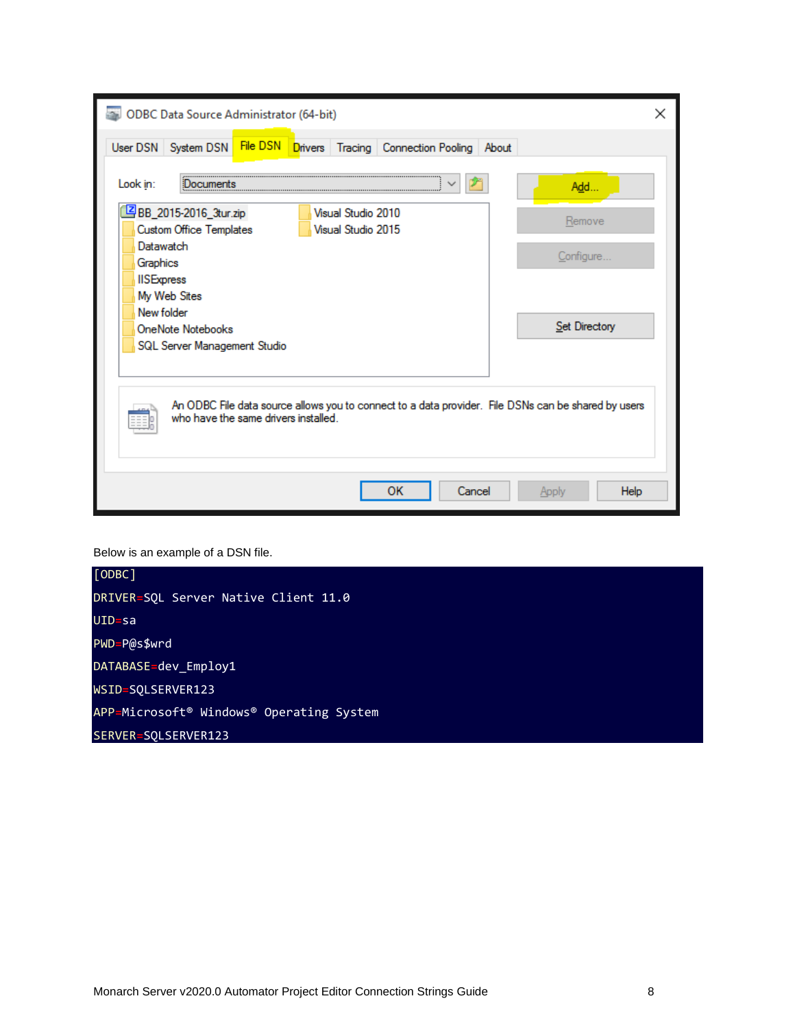Below is an example of a DSN file.

```
[ODBC]
DRIVER=SQL Server Native Client 11.0
UID=sa
PWD=P@s$wrd
DATABASE=dev_Employ1
WSID=SQLSERVER123
APP=Microsoft® Windows® Operating System
SERVER=SQLSERVER123
```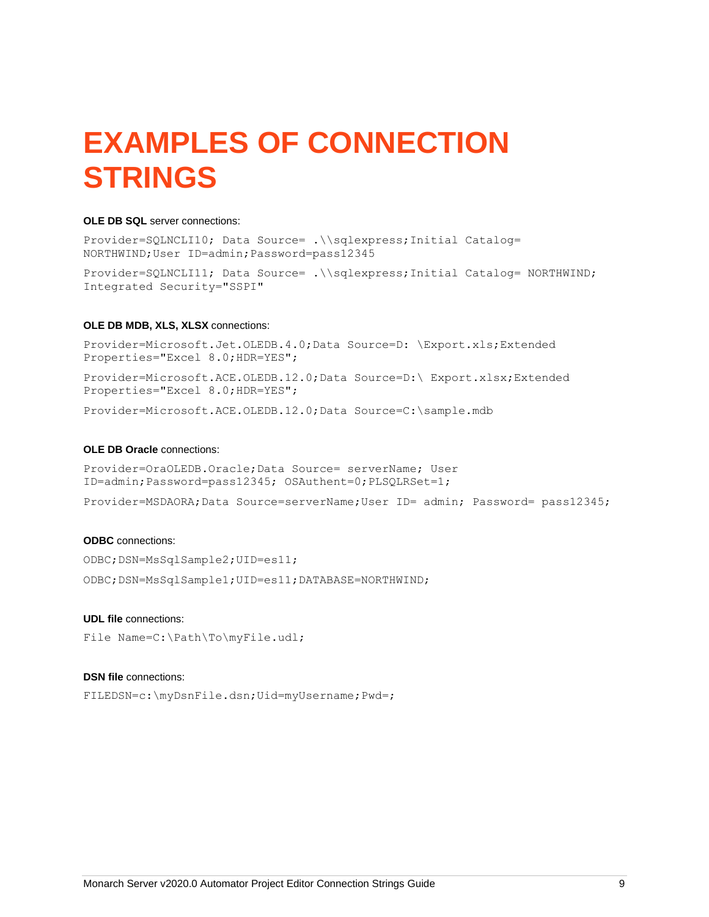# EXAMPLES OF CONNECTION STRINGS

**OLE DB SQL** server connections:

```
Provider=SQLNCLI10; Data Source= .\\sqlexpress;Initial Catalog=
NORTHWIND;User ID=admin;Password=pass12345
```

```
Provider=SQLNCLI11; Data Source= .\\sqlexpress;Initial Catalog= NORTHWIND;
Integrated Security="SSPI"
```

**OLE DB MDB, XLS, XLSX** connections:

```
Provider=Microsoft.Jet.OLEDB.4.0;Data Source=D: \Export.xls;Extended
Properties="Excel 8.0;HDR=YES";
```

```
Provider=Microsoft.ACE.OLEDB.12.0;Data Source=D:\ Export.xlsx;Extended
Properties="Excel 8.0;HDR=YES";
```

```
Provider=Microsoft.ACE.OLEDB.12.0;Data Source=C:\sample.mdb
```

**OLE DB Oracle** connections:

```
Provider=OraOLEDB.Oracle;Data Source= serverName; User
ID=admin;Password=pass12345; OSAuthent=0;PLSQLRSet=1;
```

```
Provider=MSDAORA;Data Source=serverName;User ID= admin; Password= pass12345;
```

**ODBC** connections:

```
ODBC;DSN=MsSqlSample2;UID=es11;
```

```
ODBC;DSN=MsSqlSample1;UID=es11;DATABASE=NORTHWIND;
```

**UDL file** connections:

```
File Name=C:\Path\To\myFile.udl;
```

**DSN file** connections:

```
FILEDSN=c:\myDsnFile.dsn;Uid=myUsername;Pwd=;
```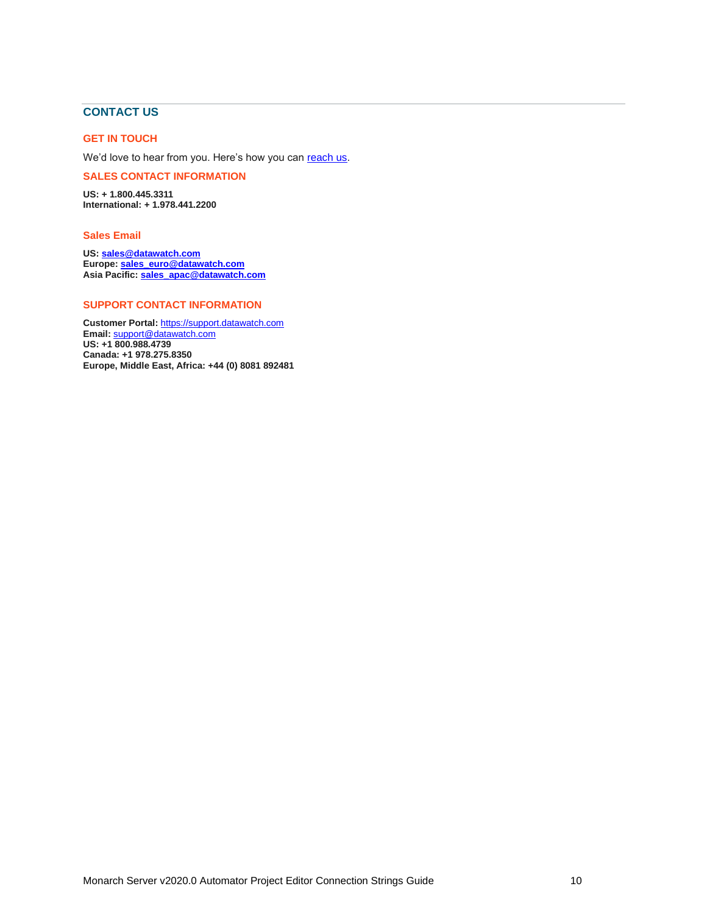## CONTACT US

### GET IN TOUCH

We'd love to hear from you. Here's how you can reach us.

### SALES CONTACT INFORMATION

**US: + 1.800.445.3311**
**International: + 1.978.441.2200**

### Sales Email

**US: sales@datawatch.com**
**Europe: sales_euro@datawatch.com**
**Asia Pacific: sales_apac@datawatch.com**

### SUPPORT CONTACT INFORMATION

**Customer Portal:** https://support.datawatch.com
**Email:** support@datawatch.com
**US: +1 800.988.4739**
**Canada: +1 978.275.8350**
**Europe, Middle East, Africa: +44 (0) 8081 892481**